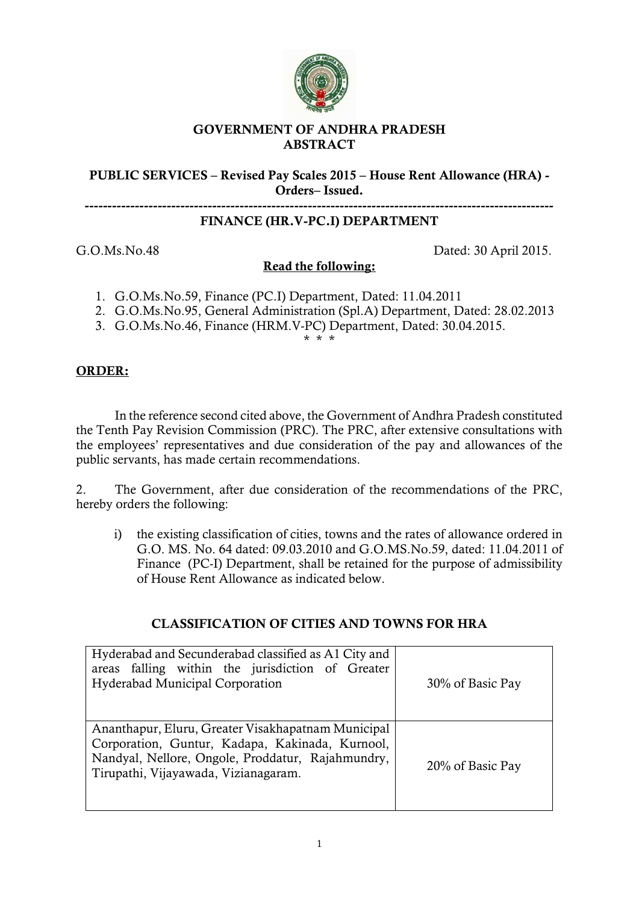**GOVERNMENT OF ANDHRA PRADESH**
**ABSTRACT**

**PUBLIC SERVICES – Revised Pay Scales 2015 – House Rent Allowance (HRA) - Orders– Issued.**

---

**FINANCE (HR.V-PC.I) DEPARTMENT**

G.O.Ms.No.48 Dated: 30 April 2015.

**Read the following:**

1. G.O.Ms.No.59, Finance (PC.I) Department, Dated: 11.04.2011
2. G.O.Ms.No.95, General Administration (Spl.A) Department, Dated: 28.02.2013
3. G.O.Ms.No.46, Finance (HRM.V-PC) Department, Dated: 30.04.2015.

\* \* \*

**ORDER:**

In the reference second cited above, the Government of Andhra Pradesh constituted the Tenth Pay Revision Commission (PRC). The PRC, after extensive consultations with the employees' representatives and due consideration of the pay and allowances of the public servants, has made certain recommendations.

2. The Government, after due consideration of the recommendations of the PRC, hereby orders the following:

i) the existing classification of cities, towns and the rates of allowance ordered in G.O. MS. No. 64 dated: 09.03.2010 and G.O.MS.No.59, dated: 11.04.2011 of Finance (PC-I) Department, shall be retained for the purpose of admissibility of House Rent Allowance as indicated below.

**CLASSIFICATION OF CITIES AND TOWNS FOR HRA**

| | |
|---|---|
| Hyderabad and Secunderabad classified as A1 City and areas falling within the jurisdiction of Greater Hyderabad Municipal Corporation | 30% of Basic Pay |
| Ananthapur, Eluru, Greater Visakhapatnam Municipal Corporation, Guntur, Kadapa, Kakinada, Kurnool, Nandyal, Nellore, Ongole, Proddatur, Rajahmundry, Tirupathi, Vijayawada, Vizianagaram. | 20% of Basic Pay |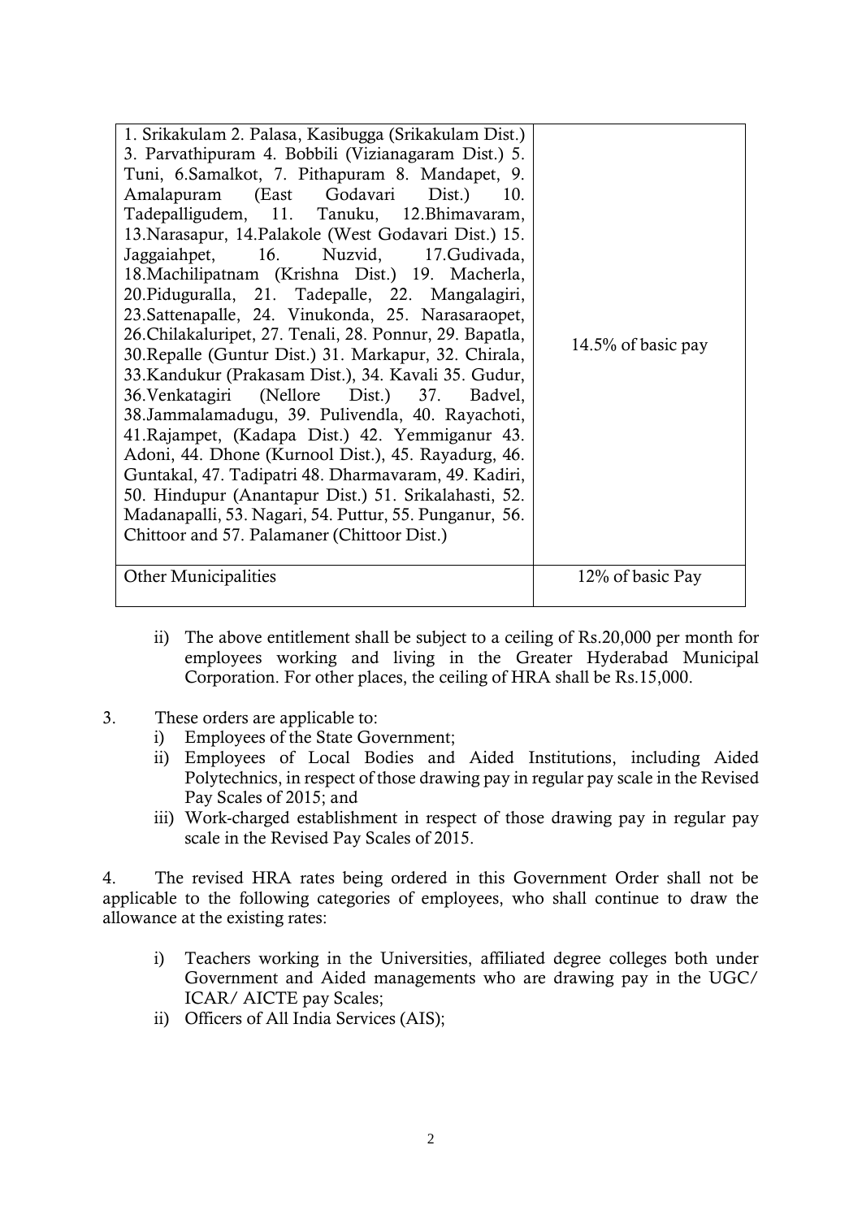| | |
|---|---|
| 1. Srikakulam 2. Palasa, Kasibugga (Srikakulam Dist.) 3. Parvathipuram 4. Bobbili (Vizianagaram Dist.) 5. Tuni, 6.Samalkot, 7. Pithapuram 8. Mandapet, 9. Amalapuram (East Godavari Dist.) 10. Tadepalligudem, 11. Tanuku, 12.Bhimavaram, 13.Narasapur, 14.Palakole (West Godavari Dist.) 15. Jaggaiahpet, 16. Nuzvid, 17.Gudivada, 18.Machilipatnam (Krishna Dist.) 19. Macherla, 20.Piduguralla, 21. Tadepalle, 22. Mangalagiri, 23.Sattenapalle, 24. Vinukonda, 25. Narasaraopet, 26.Chilakaluripet, 27. Tenali, 28. Ponnur, 29. Bapatla, 30.Repalle (Guntur Dist.) 31. Markapur, 32. Chirala, 33.Kandukur (Prakasam Dist.), 34. Kavali 35. Gudur, 36.Venkatagiri (Nellore Dist.) 37. Badvel, 38.Jammalamadugu, 39. Pulivendla, 40. Rayachoti, 41.Rajampet, (Kadapa Dist.) 42. Yemmiganur 43. Adoni, 44. Dhone (Kurnool Dist.), 45. Rayadurg, 46. Guntakal, 47. Tadipatri 48. Dharmavaram, 49. Kadiri, 50. Hindupur (Anantapur Dist.) 51. Srikalahasti, 52. Madanapalli, 53. Nagari, 54. Puttur, 55. Punganur, 56. Chittoor and 57. Palamaner (Chittoor Dist.) | 14.5% of basic pay |
| Other Municipalities | 12% of basic Pay |

ii) The above entitlement shall be subject to a ceiling of Rs.20,000 per month for employees working and living in the Greater Hyderabad Municipal Corporation. For other places, the ceiling of HRA shall be Rs.15,000.

3. These orders are applicable to:
   i) Employees of the State Government;
   ii) Employees of Local Bodies and Aided Institutions, including Aided Polytechnics, in respect of those drawing pay in regular pay scale in the Revised Pay Scales of 2015; and
   iii) Work-charged establishment in respect of those drawing pay in regular pay scale in the Revised Pay Scales of 2015.

4. The revised HRA rates being ordered in this Government Order shall not be applicable to the following categories of employees, who shall continue to draw the allowance at the existing rates:

   i) Teachers working in the Universities, affiliated degree colleges both under Government and Aided managements who are drawing pay in the UGC/ ICAR/ AICTE pay Scales;
   ii) Officers of All India Services (AIS);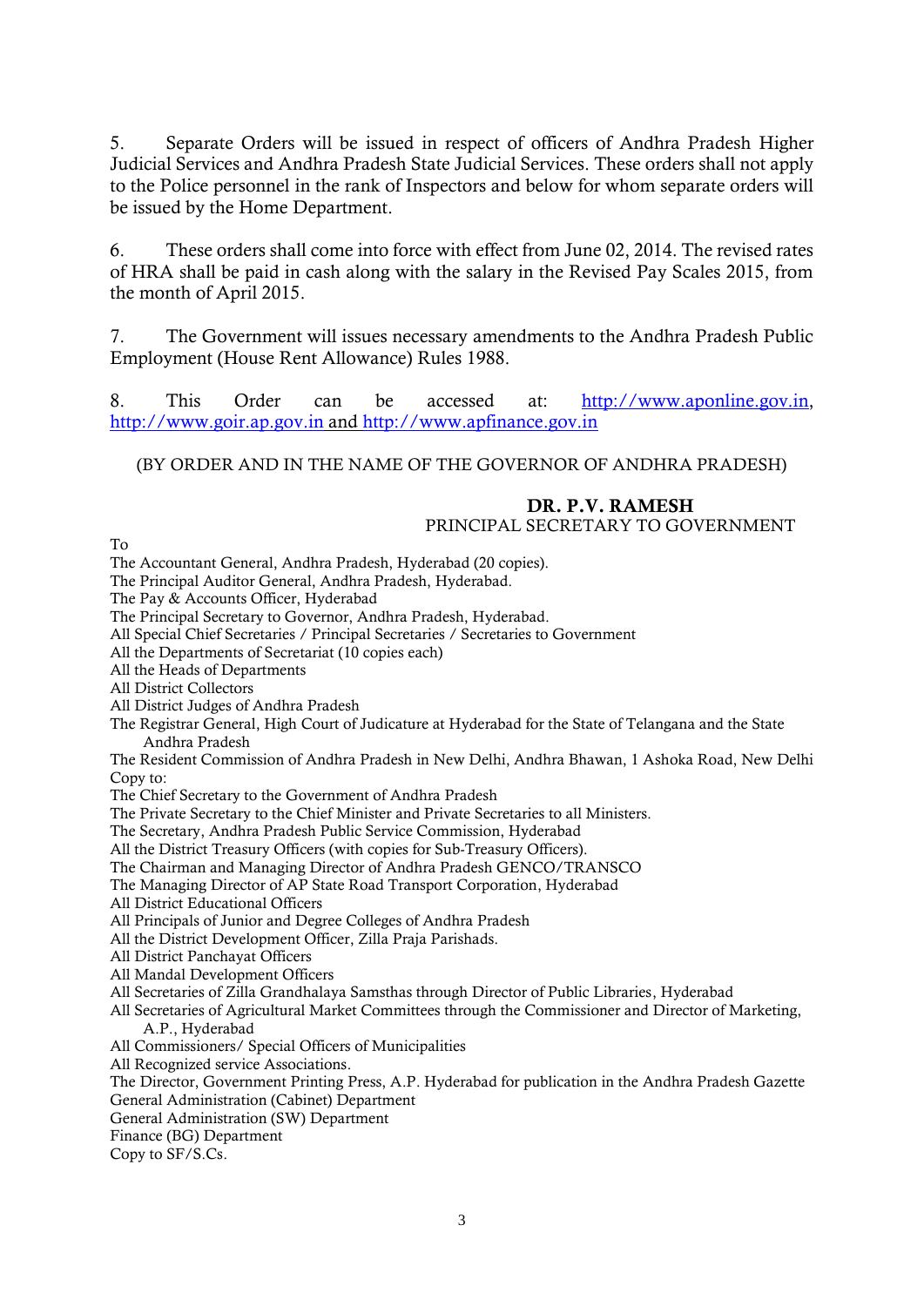5. Separate Orders will be issued in respect of officers of Andhra Pradesh Higher Judicial Services and Andhra Pradesh State Judicial Services. These orders shall not apply to the Police personnel in the rank of Inspectors and below for whom separate orders will be issued by the Home Department.

6. These orders shall come into force with effect from June 02, 2014. The revised rates of HRA shall be paid in cash along with the salary in the Revised Pay Scales 2015, from the month of April 2015.

7. The Government will issues necessary amendments to the Andhra Pradesh Public Employment (House Rent Allowance) Rules 1988.

8. This Order can be accessed at: http://www.aponline.gov.in, http://www.goir.ap.gov.in and http://www.apfinance.gov.in

(BY ORDER AND IN THE NAME OF THE GOVERNOR OF ANDHRA PRADESH)

**DR. P.V. RAMESH**
PRINCIPAL SECRETARY TO GOVERNMENT

To
The Accountant General, Andhra Pradesh, Hyderabad (20 copies).
The Principal Auditor General, Andhra Pradesh, Hyderabad.
The Pay & Accounts Officer, Hyderabad
The Principal Secretary to Governor, Andhra Pradesh, Hyderabad.
All Special Chief Secretaries / Principal Secretaries / Secretaries to Government
All the Departments of Secretariat (10 copies each)
All the Heads of Departments
All District Collectors
All District Judges of Andhra Pradesh
The Registrar General, High Court of Judicature at Hyderabad for the State of Telangana and the State Andhra Pradesh
The Resident Commission of Andhra Pradesh in New Delhi, Andhra Bhawan, 1 Ashoka Road, New Delhi
Copy to:
The Chief Secretary to the Government of Andhra Pradesh
The Private Secretary to the Chief Minister and Private Secretaries to all Ministers.
The Secretary, Andhra Pradesh Public Service Commission, Hyderabad
All the District Treasury Officers (with copies for Sub-Treasury Officers).
The Chairman and Managing Director of Andhra Pradesh GENCO/TRANSCO
The Managing Director of AP State Road Transport Corporation, Hyderabad
All District Educational Officers
All Principals of Junior and Degree Colleges of Andhra Pradesh
All the District Development Officer, Zilla Praja Parishads.
All District Panchayat Officers
All Mandal Development Officers
All Secretaries of Zilla Grandhalaya Samsthas through Director of Public Libraries, Hyderabad
All Secretaries of Agricultural Market Committees through the Commissioner and Director of Marketing, A.P., Hyderabad
All Commissioners/ Special Officers of Municipalities
All Recognized service Associations.
The Director, Government Printing Press, A.P. Hyderabad for publication in the Andhra Pradesh Gazette
General Administration (Cabinet) Department
General Administration (SW) Department
Finance (BG) Department
Copy to SF/S.Cs.